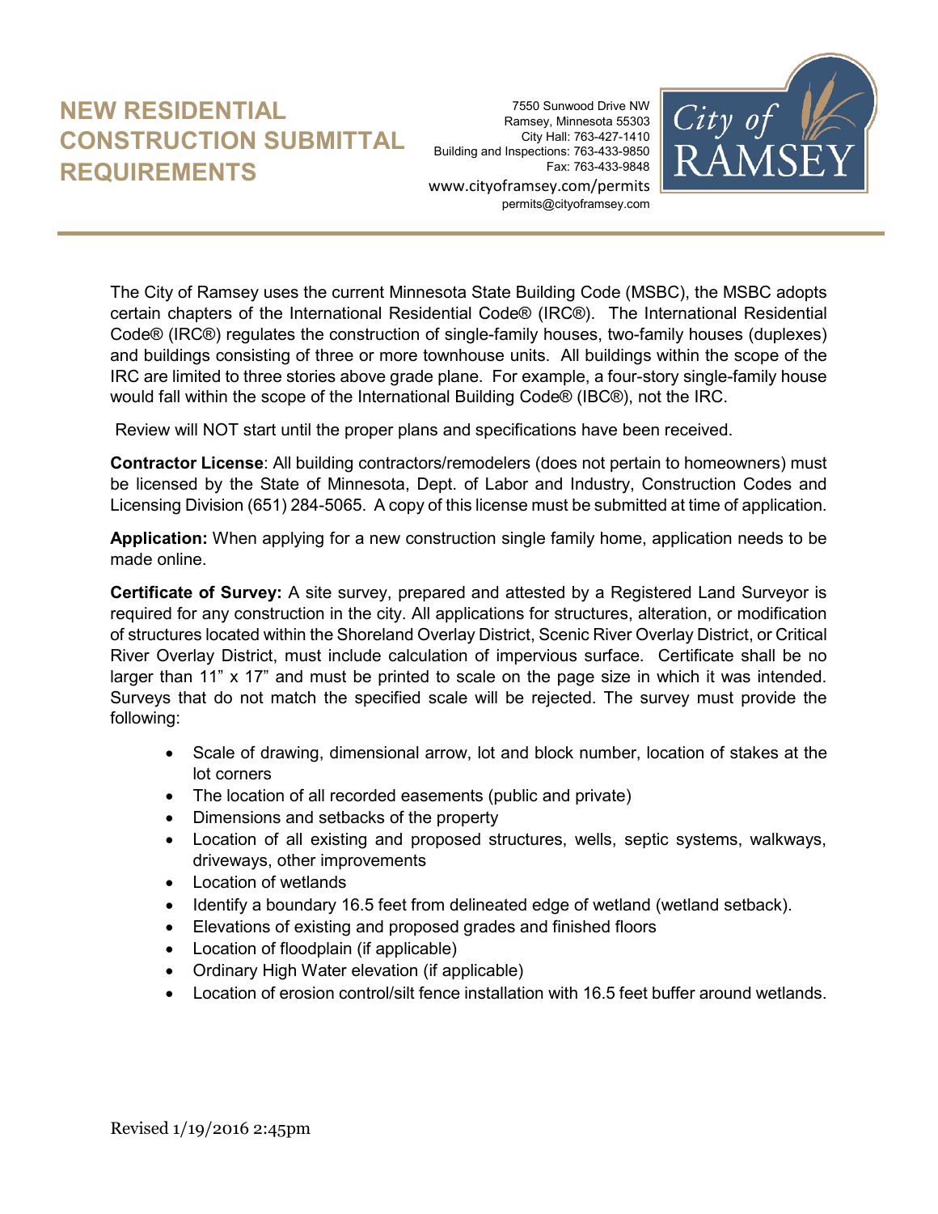# NEW RESIDENTIAL CONSTRUCTION SUBMITTAL REQUIREMENTS

7550 Sunwood Drive NW
Ramsey, Minnesota 55303
City Hall: 763-427-1410
Building and Inspections: 763-433-9850
Fax: 763-433-9848
www.cityoframsey.com/permits
permits@cityoframsey.com

The City of Ramsey uses the current Minnesota State Building Code (MSBC), the MSBC adopts certain chapters of the International Residential Code® (IRC®). The International Residential Code® (IRC®) regulates the construction of single-family houses, two-family houses (duplexes) and buildings consisting of three or more townhouse units. All buildings within the scope of the IRC are limited to three stories above grade plane. For example, a four-story single-family house would fall within the scope of the International Building Code® (IBC®), not the IRC.

Review will NOT start until the proper plans and specifications have been received.

**Contractor License**: All building contractors/remodelers (does not pertain to homeowners) must be licensed by the State of Minnesota, Dept. of Labor and Industry, Construction Codes and Licensing Division (651) 284-5065. A copy of this license must be submitted at time of application.

**Application:** When applying for a new construction single family home, application needs to be made online.

**Certificate of Survey:** A site survey, prepared and attested by a Registered Land Surveyor is required for any construction in the city. All applications for structures, alteration, or modification of structures located within the Shoreland Overlay District, Scenic River Overlay District, or Critical River Overlay District, must include calculation of impervious surface. Certificate shall be no larger than 11" x 17" and must be printed to scale on the page size in which it was intended. Surveys that do not match the specified scale will be rejected. The survey must provide the following:

- Scale of drawing, dimensional arrow, lot and block number, location of stakes at the lot corners
- The location of all recorded easements (public and private)
- Dimensions and setbacks of the property
- Location of all existing and proposed structures, wells, septic systems, walkways, driveways, other improvements
- Location of wetlands
- Identify a boundary 16.5 feet from delineated edge of wetland (wetland setback).
- Elevations of existing and proposed grades and finished floors
- Location of floodplain (if applicable)
- Ordinary High Water elevation (if applicable)
- Location of erosion control/silt fence installation with 16.5 feet buffer around wetlands.

Revised 1/19/2016 2:45pm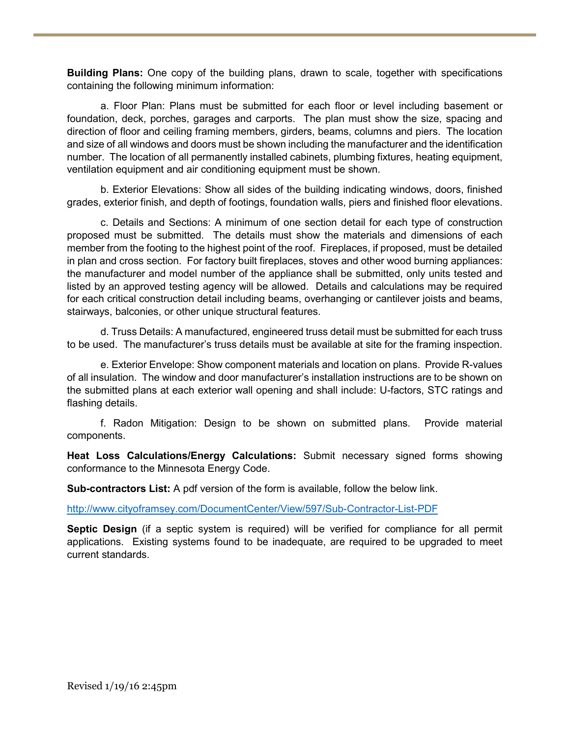**Building Plans:** One copy of the building plans, drawn to scale, together with specifications containing the following minimum information:

a. Floor Plan: Plans must be submitted for each floor or level including basement or foundation, deck, porches, garages and carports. The plan must show the size, spacing and direction of floor and ceiling framing members, girders, beams, columns and piers. The location and size of all windows and doors must be shown including the manufacturer and the identification number. The location of all permanently installed cabinets, plumbing fixtures, heating equipment, ventilation equipment and air conditioning equipment must be shown.

b. Exterior Elevations: Show all sides of the building indicating windows, doors, finished grades, exterior finish, and depth of footings, foundation walls, piers and finished floor elevations.

c. Details and Sections: A minimum of one section detail for each type of construction proposed must be submitted. The details must show the materials and dimensions of each member from the footing to the highest point of the roof. Fireplaces, if proposed, must be detailed in plan and cross section. For factory built fireplaces, stoves and other wood burning appliances: the manufacturer and model number of the appliance shall be submitted, only units tested and listed by an approved testing agency will be allowed. Details and calculations may be required for each critical construction detail including beams, overhanging or cantilever joists and beams, stairways, balconies, or other unique structural features.

d. Truss Details: A manufactured, engineered truss detail must be submitted for each truss to be used. The manufacturer's truss details must be available at site for the framing inspection.

e. Exterior Envelope: Show component materials and location on plans. Provide R-values of all insulation. The window and door manufacturer's installation instructions are to be shown on the submitted plans at each exterior wall opening and shall include: U-factors, STC ratings and flashing details.

f. Radon Mitigation: Design to be shown on submitted plans. Provide material components.

**Heat Loss Calculations/Energy Calculations:** Submit necessary signed forms showing conformance to the Minnesota Energy Code.

**Sub-contractors List:** A pdf version of the form is available, follow the below link.

http://www.cityoframsey.com/DocumentCenter/View/597/Sub-Contractor-List-PDF

**Septic Design** (if a septic system is required) will be verified for compliance for all permit applications. Existing systems found to be inadequate, are required to be upgraded to meet current standards.

Revised 1/19/16 2:45pm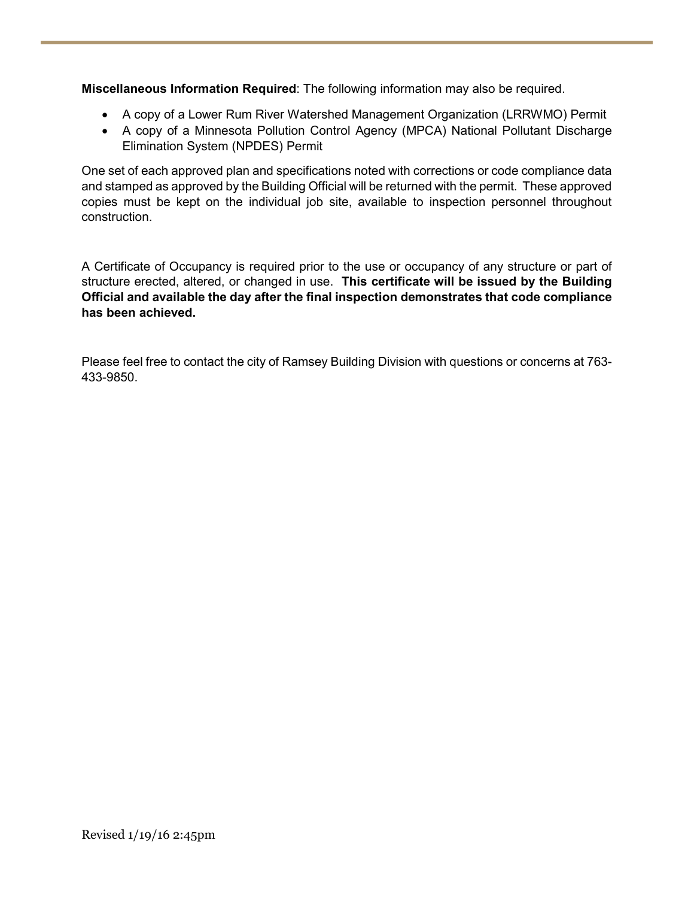**Miscellaneous Information Required**: The following information may also be required.

- A copy of a Lower Rum River Watershed Management Organization (LRRWMO) Permit
- A copy of a Minnesota Pollution Control Agency (MPCA) National Pollutant Discharge Elimination System (NPDES) Permit

One set of each approved plan and specifications noted with corrections or code compliance data and stamped as approved by the Building Official will be returned with the permit. These approved copies must be kept on the individual job site, available to inspection personnel throughout construction.

A Certificate of Occupancy is required prior to the use or occupancy of any structure or part of structure erected, altered, or changed in use. **This certificate will be issued by the Building Official and available the day after the final inspection demonstrates that code compliance has been achieved.**

Please feel free to contact the city of Ramsey Building Division with questions or concerns at 763-433-9850.

Revised 1/19/16 2:45pm